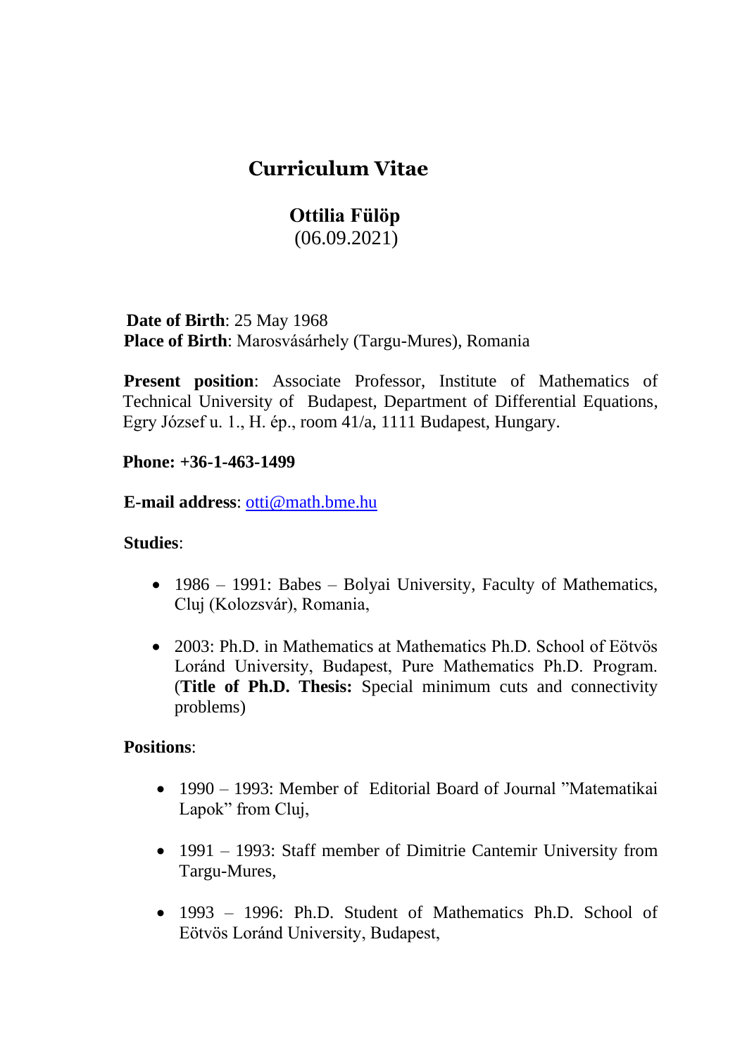# Curriculum Vitae

## Ottilia Fülöp

(06.09.2021)

**Date of Birth**: 25 May 1968
**Place of Birth**: Marosvásárhely (Targu-Mures), Romania

**Present position**: Associate Professor, Institute of Mathematics of Technical University of Budapest, Department of Differential Equations, Egry József u. 1., H. ép., room 41/a, 1111 Budapest, Hungary.

**Phone: +36-1-463-1499**

**E-mail address**: otti@math.bme.hu

**Studies**:

- 1986 – 1991: Babes – Bolyai University, Faculty of Mathematics, Cluj (Kolozsvár), Romania,
- 2003: Ph.D. in Mathematics at Mathematics Ph.D. School of Eötvös Loránd University, Budapest, Pure Mathematics Ph.D. Program. (**Title of Ph.D. Thesis:** Special minimum cuts and connectivity problems)

**Positions**:

- 1990 – 1993: Member of Editorial Board of Journal "Matematikai Lapok" from Cluj,
- 1991 – 1993: Staff member of Dimitrie Cantemir University from Targu-Mures,
- 1993 – 1996: Ph.D. Student of Mathematics Ph.D. School of Eötvös Loránd University, Budapest,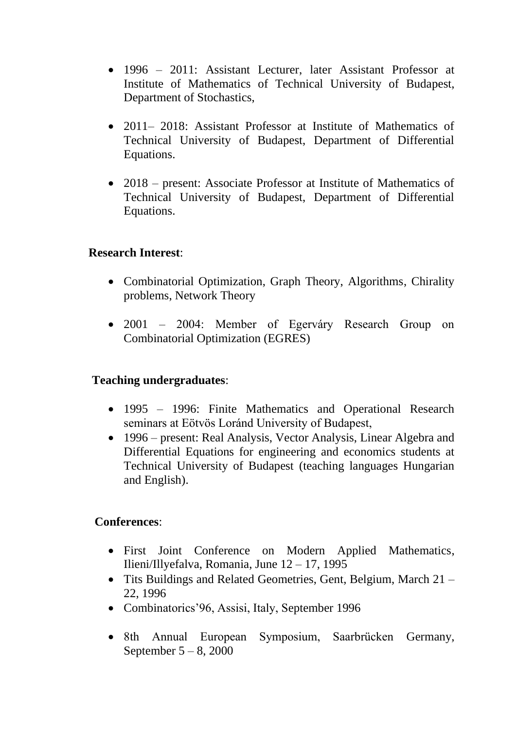- 1996 – 2011: Assistant Lecturer, later Assistant Professor at Institute of Mathematics of Technical University of Budapest, Department of Stochastics,

- 2011– 2018: Assistant Professor at Institute of Mathematics of Technical University of Budapest, Department of Differential Equations.

- 2018 – present: Associate Professor at Institute of Mathematics of Technical University of Budapest, Department of Differential Equations.

**Research Interest**:

- Combinatorial Optimization, Graph Theory, Algorithms, Chirality problems, Network Theory

- 2001 – 2004: Member of Egerváry Research Group on Combinatorial Optimization (EGRES)

**Teaching undergraduates**:

- 1995 – 1996: Finite Mathematics and Operational Research seminars at Eötvös Loránd University of Budapest,
- 1996 – present: Real Analysis, Vector Analysis, Linear Algebra and Differential Equations for engineering and economics students at Technical University of Budapest (teaching languages Hungarian and English).

**Conferences**:

- First Joint Conference on Modern Applied Mathematics, Ilieni/Illyefalva, Romania, June 12 – 17, 1995
- Tits Buildings and Related Geometries, Gent, Belgium, March 21 – 22, 1996
- Combinatorics'96, Assisi, Italy, September 1996

- 8th Annual European Symposium, Saarbrücken Germany, September 5 – 8, 2000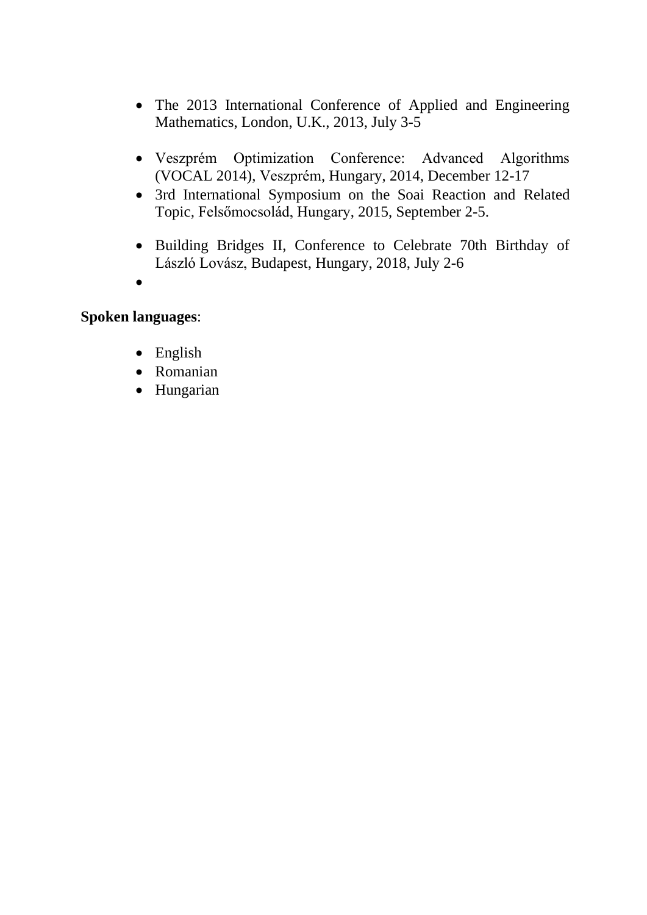- The 2013 International Conference of Applied and Engineering Mathematics, London, U.K., 2013, July 3-5

- Veszprém Optimization Conference: Advanced Algorithms (VOCAL 2014), Veszprém, Hungary, 2014, December 12-17
- 3rd International Symposium on the Soai Reaction and Related Topic, Felsőmocsolád, Hungary, 2015, September 2-5.

- Building Bridges II, Conference to Celebrate 70th Birthday of László Lovász, Budapest, Hungary, 2018, July 2-6
-

**Spoken languages**:

- English
- Romanian
- Hungarian